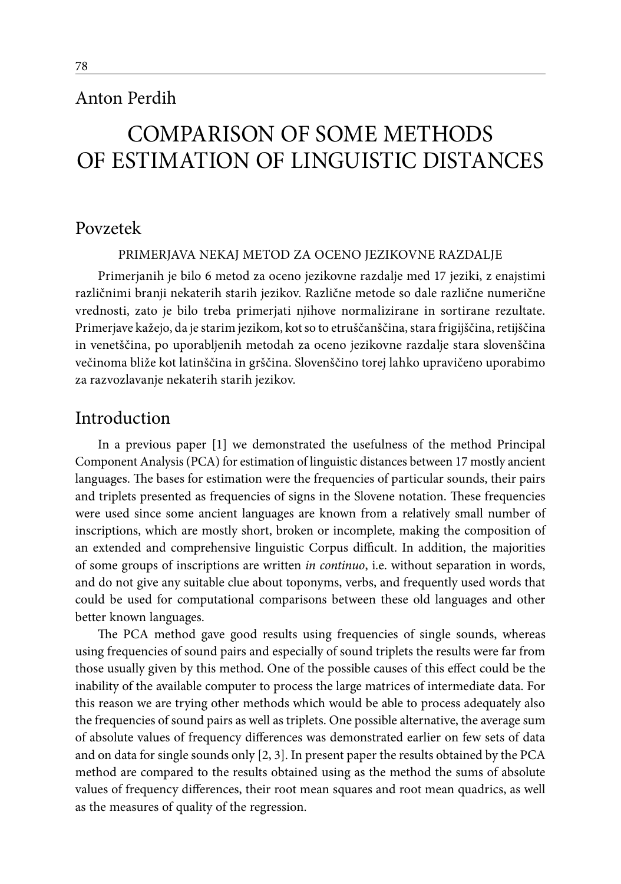Anton Perdih

# COMPARISON OF SOME METHODS OF ESTIMATION OF LINGUISTIC DISTANCES

## Povzetek

PRIMERJAVA NEKAJ METOD ZA OCENO JEZIKOVNE RAZDALJE

Primerjanih je bilo 6 metod za oceno jezikovne razdalje med 17 jeziki, z enajstimi različnimi branji nekaterih starih jezikov. Različne metode so dale različne numerične vrednosti, zato je bilo treba primerjati njihove normalizirane in sortirane rezultate. Primerjave kažejo, da je starim jezikom, kot so to etruščanščina, stara frigijščina, retijščina in venetščina, po uporabljenih metodah za oceno jezikovne razdalje stara slovenščina večinoma bliže kot latinščina in grščina. Slovenščino torej lahko upravičeno uporabimo za razvozlavanje nekaterih starih jezikov.

## Introduction

In a previous paper [1] we demonstrated the usefulness of the method Principal Component Analysis (PCA) for estimation of linguistic distances between 17 mostly ancient languages. The bases for estimation were the frequencies of particular sounds, their pairs and triplets presented as frequencies of signs in the Slovene notation. These frequencies were used since some ancient languages are known from a relatively small number of inscriptions, which are mostly short, broken or incomplete, making the composition of an extended and comprehensive linguistic Corpus difficult. In addition, the majorities of some groups of inscriptions are written *in continuo*, i.e. without separation in words, and do not give any suitable clue about toponyms, verbs, and frequently used words that could be used for computational comparisons between these old languages and other better known languages.

The PCA method gave good results using frequencies of single sounds, whereas using frequencies of sound pairs and especially of sound triplets the results were far from those usually given by this method. One of the possible causes of this effect could be the inability of the available computer to process the large matrices of intermediate data. For this reason we are trying other methods which would be able to process adequately also the frequencies of sound pairs as well as triplets. One possible alternative, the average sum of absolute values of frequency differences was demonstrated earlier on few sets of data and on data for single sounds only [2, 3]. In present paper the results obtained by the PCA method are compared to the results obtained using as the method the sums of absolute values of frequency differences, their root mean squares and root mean quadrics, as well as the measures of quality of the regression.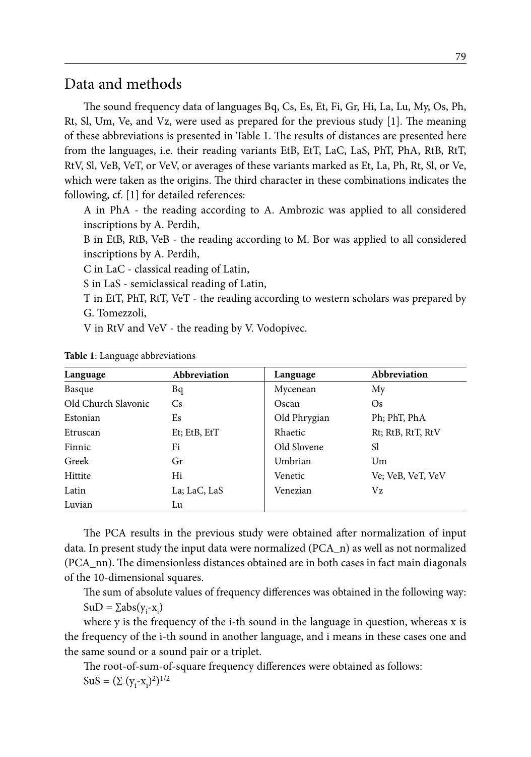## Data and methods

The sound frequency data of languages Bq, Cs, Es, Et, Fi, Gr, Hi, La, Lu, My, Os, Ph, Rt, Sl, Um, Ve, and Vz, were used as prepared for the previous study [1]. The meaning of these abbreviations is presented in Table 1. The results of distances are presented here from the languages, i.e. their reading variants EtB, EtT, LaC, LaS, PhT, PhA, RtB, RtT, RtV, Sl, VeB, VeT, or VeV, or averages of these variants marked as Et, La, Ph, Rt, Sl, or Ve, which were taken as the origins. The third character in these combinations indicates the following, cf. [1] for detailed references:

A in PhA - the reading according to A. Ambrozic was applied to all considered inscriptions by A. Perdih,

B in EtB, RtB, VeB - the reading according to M. Bor was applied to all considered inscriptions by A. Perdih,

C in LaC - classical reading of Latin,

S in LaS - semiclassical reading of Latin,

T in EtT, PhT, RtT, VeT - the reading according to western scholars was prepared by G. Tomezzoli,

V in RtV and VeV - the reading by V. Vodopivec.

**Table 1**: Language abbreviations

| Language | Abbreviation | Language | Abbreviation |
|---|---|---|---|
| Basque | Bq | Mycenean | My |
| Old Church Slavonic | Cs | Oscan | Os |
| Estonian | Es | Old Phrygian | Ph; PhT, PhA |
| Etruscan | Et; EtB, EtT | Rhaetic | Rt; RtB, RtT, RtV |
| Finnic | Fi | Old Slovene | Sl |
| Greek | Gr | Umbrian | Um |
| Hittite | Hi | Venetic | Ve; VeB, VeT, VeV |
| Latin | La; LaC, LaS | Venezian | Vz |
| Luvian | Lu | | |

The PCA results in the previous study were obtained after normalization of input data. In present study the input data were normalized (PCA_n) as well as not normalized (PCA_nn). The dimensionless distances obtained are in both cases in fact main diagonals of the 10-dimensional squares.

The sum of absolute values of frequency differences was obtained in the following way:

$SuD = \sum abs(y_i - x_i)$

where y is the frequency of the i-th sound in the language in question, whereas x is the frequency of the i-th sound in another language, and i means in these cases one and the same sound or a sound pair or a triplet.

The root-of-sum-of-square frequency differences were obtained as follows:

$SuS = (\sum (y_i - x_i)^2)^{1/2}$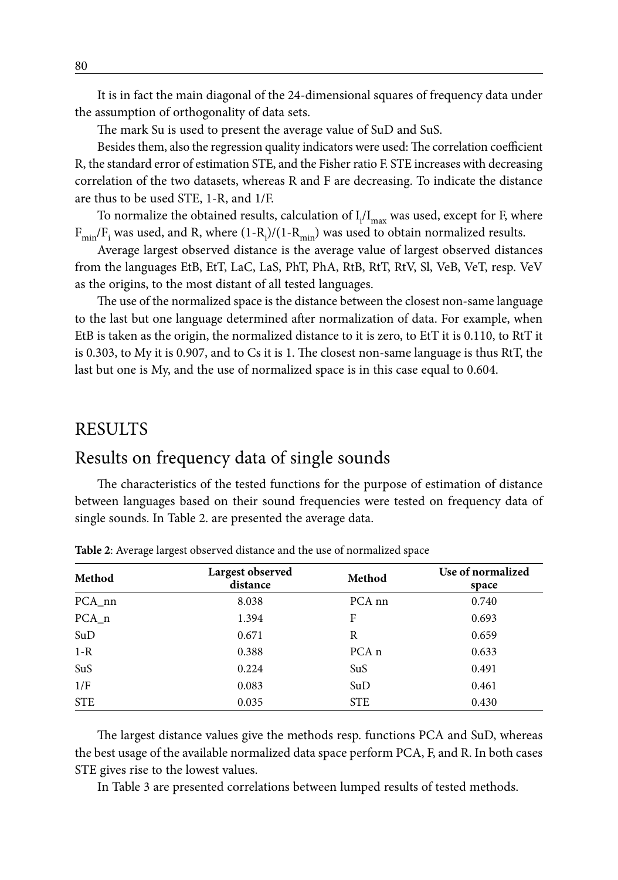It is in fact the main diagonal of the 24-dimensional squares of frequency data under the assumption of orthogonality of data sets.

The mark Su is used to present the average value of SuD and SuS.

Besides them, also the regression quality indicators were used: The correlation coefficient R, the standard error of estimation STE, and the Fisher ratio F. STE increases with decreasing correlation of the two datasets, whereas R and F are decreasing. To indicate the distance are thus to be used STE, 1-R, and 1/F.

To normalize the obtained results, calculation of $I_i/I_{max}$ was used, except for F, where $F_{min}/F_i$ was used, and R, where $(1-R_i)/(1-R_{min})$ was used to obtain normalized results.

Average largest observed distance is the average value of largest observed distances from the languages EtB, EtT, LaC, LaS, PhT, PhA, RtB, RtT, RtV, Sl, VeB, VeT, resp. VeV as the origins, to the most distant of all tested languages.

The use of the normalized space is the distance between the closest non-same language to the last but one language determined after normalization of data. For example, when EtB is taken as the origin, the normalized distance to it is zero, to EtT it is 0.110, to RtT it is 0.303, to My it is 0.907, and to Cs it is 1. The closest non-same language is thus RtT, the last but one is My, and the use of normalized space is in this case equal to 0.604.

# RESULTS

## Results on frequency data of single sounds

The characteristics of the tested functions for the purpose of estimation of distance between languages based on their sound frequencies were tested on frequency data of single sounds. In Table 2. are presented the average data.

**Table 2**: Average largest observed distance and the use of normalized space

| Method | Largest observed distance | Method | Use of normalized space |
|---|---|---|---|
| PCA_nn | 8.038 | PCA nn | 0.740 |
| PCA_n | 1.394 | F | 0.693 |
| SuD | 0.671 | R | 0.659 |
| 1-R | 0.388 | PCA n | 0.633 |
| SuS | 0.224 | SuS | 0.491 |
| 1/F | 0.083 | SuD | 0.461 |
| STE | 0.035 | STE | 0.430 |

The largest distance values give the methods resp. functions PCA and SuD, whereas the best usage of the available normalized data space perform PCA, F, and R. In both cases STE gives rise to the lowest values.

In Table 3 are presented correlations between lumped results of tested methods.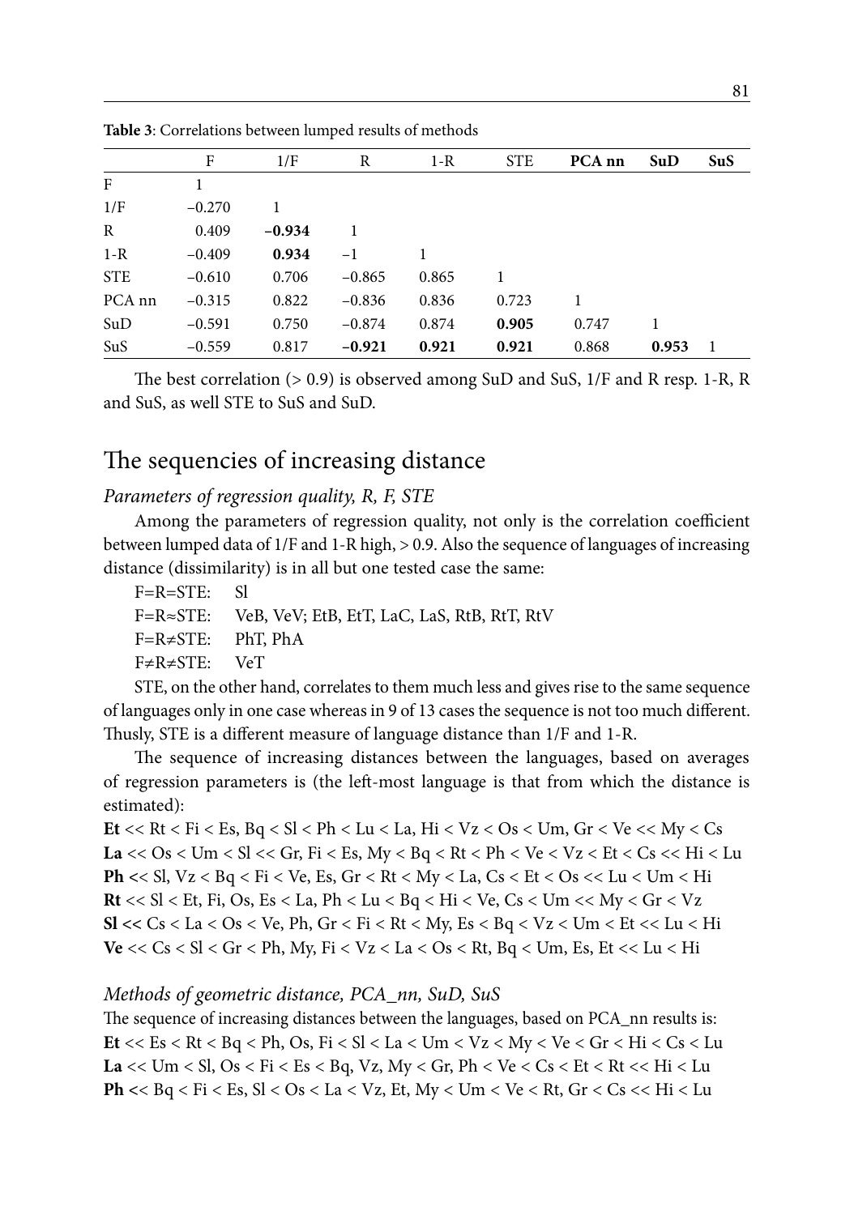**Table 3**: Correlations between lumped results of methods

| | F | 1/F | R | 1-R | STE | **PCA nn** | **SuD** | **SuS** |
|---|---|---|---|---|---|---|---|---|
| F | 1 | | | | | | | |
| 1/F | −0.270 | 1 | | | | | | |
| R | 0.409 | **−0.934** | 1 | | | | | |
| 1-R | −0.409 | **0.934** | −1 | 1 | | | | |
| STE | −0.610 | 0.706 | −0.865 | 0.865 | 1 | | | |
| PCA nn | −0.315 | 0.822 | −0.836 | 0.836 | 0.723 | 1 | | |
| SuD | −0.591 | 0.750 | −0.874 | 0.874 | **0.905** | 0.747 | 1 | |
| SuS | −0.559 | 0.817 | **−0.921** | **0.921** | **0.921** | 0.868 | **0.953** | 1 |

The best correlation (> 0.9) is observed among SuD and SuS, 1/F and R resp. 1-R, R and SuS, as well STE to SuS and SuD.

## The sequencies of increasing distance

### *Parameters of regression quality, R, F, STE*

Among the parameters of regression quality, not only is the correlation coefficient between lumped data of 1/F and 1-R high, > 0.9. Also the sequence of languages of increasing distance (dissimilarity) is in all but one tested case the same:

F=R=STE: Sl
F=R≈STE: VeB, VeV; EtB, EtT, LaC, LaS, RtB, RtT, RtV
F=R≠STE: PhT, PhA
F≠R≠STE: VeT

STE, on the other hand, correlates to them much less and gives rise to the same sequence of languages only in one case whereas in 9 of 13 cases the sequence is not too much different. Thusly, STE is a different measure of language distance than 1/F and 1-R.

The sequence of increasing distances between the languages, based on averages of regression parameters is (the left-most language is that from which the distance is estimated):

**Et** << Rt < Fi < Es, Bq < Sl < Ph < Lu < La, Hi < Vz < Os < Um, Gr < Ve << My < Cs
**La** << Os < Um < Sl << Gr, Fi < Es, My < Bq < Rt < Ph < Ve < Vz < Et < Cs << Hi < Lu
**Ph** << Sl, Vz < Bq < Fi < Ve, Es, Gr < Rt < My < La, Cs < Et < Os << Lu < Um < Hi
**Rt** << Sl < Et, Fi, Os, Es < La, Ph < Lu < Bq < Hi < Ve, Cs < Um << My < Gr < Vz
**Sl <<** Cs < La < Os < Ve, Ph, Gr < Fi < Rt < My, Es < Bq < Vz < Um < Et << Lu < Hi
**Ve** << Cs < Sl < Gr < Ph, My, Fi < Vz < La < Os < Rt, Bq < Um, Es, Et << Lu < Hi

### *Methods of geometric distance, PCA_nn, SuD, SuS*

The sequence of increasing distances between the languages, based on PCA_nn results is:
**Et** << Es < Rt < Bq < Ph, Os, Fi < Sl < La < Um < Vz < My < Ve < Gr < Hi < Cs < Lu
**La** << Um < Sl, Os < Fi < Es < Bq, Vz, My < Gr, Ph < Ve < Cs < Et < Rt << Hi < Lu
**Ph <<** Bq < Fi < Es, Sl < Os < La < Vz, Et, My < Um < Ve < Rt, Gr < Cs << Hi < Lu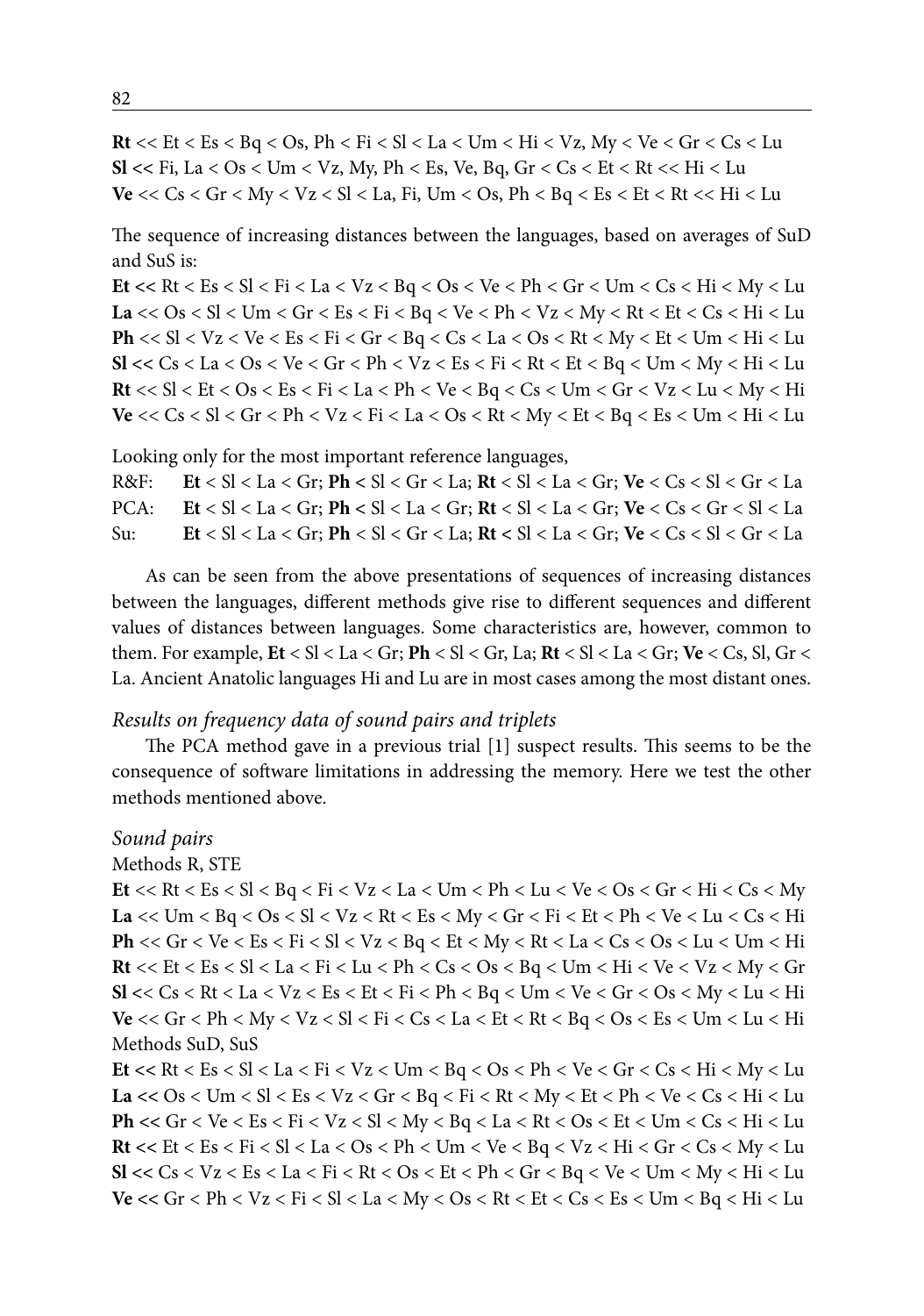**Rt** << Et < Es < Bq < Os, Ph < Fi < Sl < La < Um < Hi < Vz, My < Ve < Gr < Cs < Lu
**Sl <<** Fi, La < Os < Um < Vz, My, Ph < Es, Ve, Bq, Gr < Cs < Et < Rt << Hi < Lu
**Ve** << Cs < Gr < My < Vz < Sl < La, Fi, Um < Os, Ph < Bq < Es < Et < Rt << Hi < Lu

The sequence of increasing distances between the languages, based on averages of SuD and SuS is:
**Et <<** Rt < Es < Sl < Fi < La < Vz < Bq < Os < Ve < Ph < Gr < Um < Cs < Hi < My < Lu
**La** << Os < Sl < Um < Gr < Es < Fi < Bq < Ve < Ph < Vz < My < Rt < Et < Cs < Hi < Lu
**Ph** << Sl < Vz < Ve < Es < Fi < Gr < Bq < Cs < La < Os < Rt < My < Et < Um < Hi < Lu
**Sl <<** Cs < La < Os < Ve < Gr < Ph < Vz < Es < Fi < Rt < Et < Bq < Um < My < Hi < Lu
**Rt** << Sl < Et < Os < Es < Fi < La < Ph < Ve < Bq < Cs < Um < Gr < Vz < Lu < My < Hi
**Ve** << Cs < Sl < Gr < Ph < Vz < Fi < La < Os < Rt < My < Et < Bq < Es < Um < Hi < Lu

Looking only for the most important reference languages,
R&F: **Et** < Sl < La < Gr; **Ph <** Sl < Gr < La; **Rt** < Sl < La < Gr; **Ve** < Cs < Sl < Gr < La
PCA: **Et** < Sl < La < Gr; **Ph <** Sl < La < Gr; **Rt** < Sl < La < Gr; **Ve** < Cs < Gr < Sl < La
Su: **Et** < Sl < La < Gr; **Ph** < Sl < Gr < La; **Rt <** Sl < La < Gr; **Ve** < Cs < Sl < Gr < La

As can be seen from the above presentations of sequences of increasing distances between the languages, different methods give rise to different sequences and different values of distances between languages. Some characteristics are, however, common to them. For example, **Et** < Sl < La < Gr; **Ph** < Sl < Gr, La; **Rt** < Sl < La < Gr; **Ve** < Cs, Sl, Gr < La. Ancient Anatolic languages Hi and Lu are in most cases among the most distant ones.

*Results on frequency data of sound pairs and triplets*

The PCA method gave in a previous trial [1] suspect results. This seems to be the consequence of software limitations in addressing the memory. Here we test the other methods mentioned above.

*Sound pairs*

Methods R, STE
**Et** << Rt < Es < Sl < Bq < Fi < Vz < La < Um < Ph < Lu < Ve < Os < Gr < Hi < Cs < My
**La** << Um < Bq < Os < Sl < Vz < Rt < Es < My < Gr < Fi < Et < Ph < Ve < Lu < Cs < Hi
**Ph** << Gr < Ve < Es < Fi < Sl < Vz < Bq < Et < My < Rt < La < Cs < Os < Lu < Um < Hi
**Rt** << Et < Es < Sl < La < Fi < Lu < Ph < Cs < Os < Bq < Um < Hi < Ve < Vz < My < Gr
**Sl <<** Cs < Rt < La < Vz < Es < Et < Fi < Ph < Bq < Um < Ve < Gr < Os < My < Lu < Hi
**Ve** << Gr < Ph < My < Vz < Sl < Fi < Cs < La < Et < Rt < Bq < Os < Es < Um < Lu < Hi

Methods SuD, SuS
**Et <<** Rt < Es < Sl < La < Fi < Vz < Um < Bq < Os < Ph < Ve < Gr < Cs < Hi < My < Lu
**La <<** Os < Um < Sl < Es < Vz < Gr < Bq < Fi < Rt < My < Et < Ph < Ve < Cs < Hi < Lu
**Ph <<** Gr < Ve < Es < Fi < Vz < Sl < My < Bq < La < Rt < Os < Et < Um < Cs < Hi < Lu
**Rt <<** Et < Es < Fi < Sl < La < Os < Ph < Um < Ve < Bq < Vz < Hi < Gr < Cs < My < Lu
**Sl <<** Cs < Vz < Es < La < Fi < Rt < Os < Et < Ph < Gr < Bq < Ve < Um < My < Hi < Lu
**Ve <<** Gr < Ph < Vz < Fi < Sl < La < My < Os < Rt < Et < Cs < Es < Um < Bq < Hi < Lu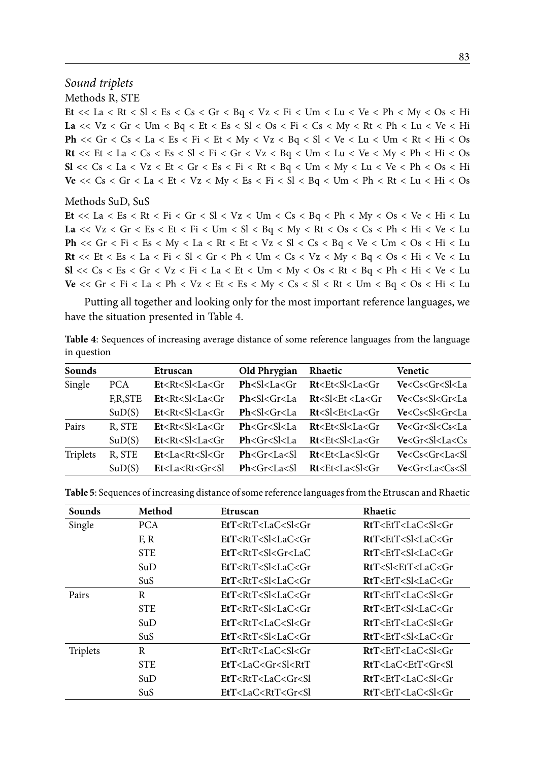*Sound triplets*

Methods R, STE

**Et** << La < Rt < Sl < Es < Cs < Gr < Bq < Vz < Fi < Um < Lu < Ve < Ph < My < Os < Hi
**La** << Vz < Gr < Um < Bq < Et < Es < Sl < Os < Fi < Cs < My < Rt < Ph < Lu < Ve < Hi
**Ph** << Gr < Cs < La < Es < Fi < Et < My < Vz < Bq < Sl < Ve < Lu < Um < Rt < Hi < Os
**Rt** << Et < La < Cs < Es < Sl < Fi < Gr < Vz < Bq < Um < Lu < Ve < My < Ph < Hi < Os
**Sl** << Cs < La < Vz < Et < Gr < Es < Fi < Rt < Bq < Um < My < Lu < Ve < Ph < Os < Hi
**Ve** << Cs < Gr < La < Et < Vz < My < Es < Fi < Sl < Bq < Um < Ph < Rt < Lu < Hi < Os

Methods SuD, SuS

**Et** << La < Es < Rt < Fi < Gr < Sl < Vz < Um < Cs < Bq < Ph < My < Os < Ve < Hi < Lu
**La** << Vz < Gr < Es < Et < Fi < Um < Sl < Bq < My < Rt < Os < Cs < Ph < Hi < Ve < Lu
**Ph** << Gr < Fi < Es < My < La < Rt < Et < Vz < Sl < Cs < Bq < Ve < Um < Os < Hi < Lu
**Rt** << Et < Es < La < Fi < Sl < Gr < Ph < Um < Cs < Vz < My < Bq < Os < Hi < Ve < Lu
**Sl** << Cs < Es < Gr < Vz < Fi < La < Et < Um < My < Os < Rt < Bq < Ph < Hi < Ve < Lu
**Ve** << Gr < Fi < La < Ph < Vz < Et < Es < My < Cs < Sl < Rt < Um < Bq < Os < Hi < Lu

Putting all together and looking only for the most important reference languages, we have the situation presented in Table 4.

**Table 4**: Sequences of increasing average distance of some reference languages from the language in question

| Sounds | | Etruscan | Old Phrygian | Rhaetic | Venetic |
|---|---|---|---|---|---|
| Single | PCA | **Et**<Rt<Sl<La<Gr | **Ph**<Sl<La<Gr | **Rt**<Et<Sl<La<Gr | **Ve**<Cs<Gr<Sl<La |
| | F,R,STE | **Et**<Rt<Sl<La<Gr | **Ph**<Sl<Gr<La | **Rt**<Sl<Et <La<Gr | **Ve**<Cs<Sl<Gr<La |
| | SuD(S) | **Et**<Rt<Sl<La<Gr | **Ph**<Sl<Gr<La | **Rt**<Sl<Et<La<Gr | **Ve**<Cs<Sl<Gr<La |
| Pairs | R, STE | **Et**<Rt<Sl<La<Gr | **Ph**<Gr<Sl<La | **Rt**<Et<Sl<La<Gr | **Ve**<Gr<Sl<Cs<La |
| | SuD(S) | **Et**<Rt<Sl<La<Gr | **Ph**<Gr<Sl<La | **Rt**<Et<Sl<La<Gr | **Ve**<Gr<Sl<La<Cs |
| Triplets | R, STE | **Et**<La<Rt<Sl<Gr | **Ph**<Gr<La<Sl | **Rt**<Et<La<Sl<Gr | **Ve**<Cs<Gr<La<Sl |
| | SuD(S) | **Et**<La<Rt<Gr<Sl | **Ph**<Gr<La<Sl | **Rt**<Et<La<Sl<Gr | **Ve**<Gr<La<Cs<Sl |

**Table 5**: Sequences of increasing distance of some reference languages from the Etruscan and Rhaetic

| Sounds | Method | Etruscan | Rhaetic |
|---|---|---|---|
| Single | PCA | **EtT**<RtT<LaC<Sl<Gr | **RtT**<EtT<LaC<Sl<Gr |
| | F, R | **EtT**<RtT<Sl<LaC<Gr | **RtT**<EtT<Sl<LaC<Gr |
| | STE | **EtT**<RtT<Sl<Gr<LaC | **RtT**<EtT<Sl<LaC<Gr |
| | SuD | **EtT**<RtT<Sl<LaC<Gr | **RtT**<Sl<EtT<LaC<Gr |
| | SuS | **EtT**<RtT<Sl<LaC<Gr | **RtT**<EtT<Sl<LaC<Gr |
| Pairs | R | **EtT**<RtT<Sl<LaC<Gr | **RtT**<EtT<LaC<Sl<Gr |
| | STE | **EtT**<RtT<Sl<LaC<Gr | **RtT**<EtT<Sl<LaC<Gr |
| | SuD | **EtT**<RtT<LaC<Sl<Gr | **RtT**<EtT<LaC<Sl<Gr |
| | SuS | **EtT**<RtT<Sl<LaC<Gr | **RtT**<EtT<Sl<LaC<Gr |
| Triplets | R | **EtT**<RtT<LaC<Sl<Gr | **RtT**<EtT<LaC<Sl<Gr |
| | STE | **EtT**<LaC<Gr<Sl<RtT | **RtT**<LaC<EtT<Gr<Sl |
| | SuD | **EtT**<RtT<LaC<Gr<Sl | **RtT**<EtT<LaC<Sl<Gr |
| | SuS | **EtT**<LaC<RtT<Gr<Sl | **RtT**<EtT<LaC<Sl<Gr |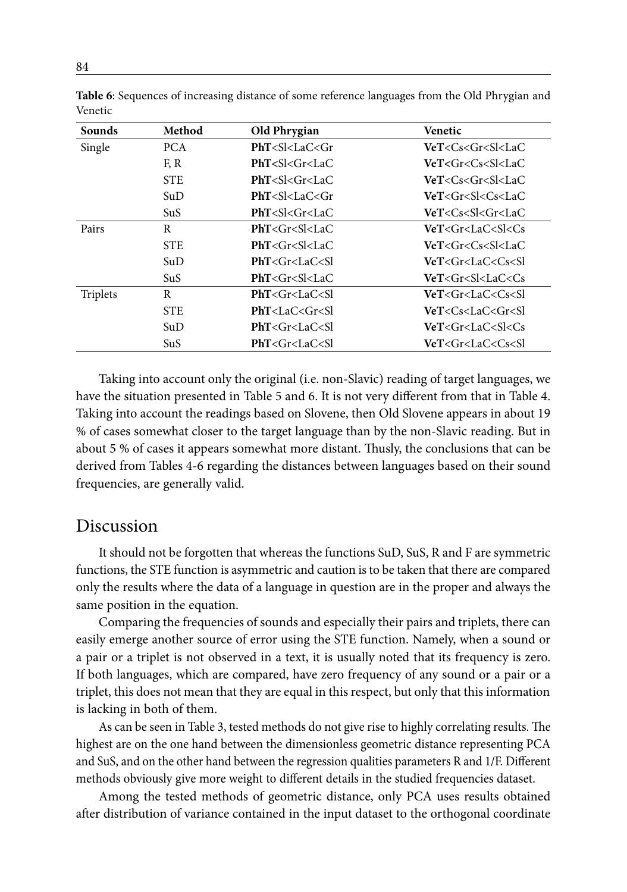**Table 6**: Sequences of increasing distance of some reference languages from the Old Phrygian and Venetic

| Sounds | Method | Old Phrygian | Venetic |
|---|---|---|---|
| Single | PCA | **PhT**<Sl<LaC<Gr | **VeT**<Cs<Gr<Sl<LaC |
| | F, R | **PhT<**Sl<Gr<LaC | **VeT<**Gr<Cs<Sl<LaC |
| | STE | **PhT**<Sl<Gr<LaC | **VeT**<Cs<Gr<Sl<LaC |
| | SuD | **PhT**<Sl<LaC<Gr | **VeT**<Gr<Sl<Cs<LaC |
| | SuS | **PhT**<Sl<Gr<LaC | **VeT**<Cs<Sl<Gr<LaC |
| Pairs | R | **PhT**<Gr<Sl<LaC | **VeT**<Gr<LaC<Sl<Cs |
| | STE | **PhT**<Gr<Sl<LaC | **VeT**<Gr<Cs<Sl<LaC |
| | SuD | **PhT**<Gr<LaC<Sl | **VeT**<Gr<LaC<Cs<Sl |
| | SuS | **PhT**<Gr<Sl<LaC | **VeT**<Gr<Sl<LaC<Cs |
| Triplets | R | **PhT**<Gr<LaC<Sl | **VeT**<Gr<LaC<Cs<Sl |
| | STE | **PhT**<LaC<Gr<Sl | **VeT**<Cs<LaC<Gr<Sl |
| | SuD | **PhT**<Gr<LaC<Sl | **VeT**<Gr<LaC<Sl<Cs |
| | SuS | **PhT**<Gr<LaC<Sl | **VeT**<Gr<LaC<Cs<Sl |

Taking into account only the original (i.e. non-Slavic) reading of target languages, we have the situation presented in Table 5 and 6. It is not very different from that in Table 4. Taking into account the readings based on Slovene, then Old Slovene appears in about 19 % of cases somewhat closer to the target language than by the non-Slavic reading. But in about 5 % of cases it appears somewhat more distant. Thusly, the conclusions that can be derived from Tables 4-6 regarding the distances between languages based on their sound frequencies, are generally valid.

## Discussion

It should not be forgotten that whereas the functions SuD, SuS, R and F are symmetric functions, the STE function is asymmetric and caution is to be taken that there are compared only the results where the data of a language in question are in the proper and always the same position in the equation.

Comparing the frequencies of sounds and especially their pairs and triplets, there can easily emerge another source of error using the STE function. Namely, when a sound or a pair or a triplet is not observed in a text, it is usually noted that its frequency is zero. If both languages, which are compared, have zero frequency of any sound or a pair or a triplet, this does not mean that they are equal in this respect, but only that this information is lacking in both of them.

As can be seen in Table 3, tested methods do not give rise to highly correlating results. The highest are on the one hand between the dimensionless geometric distance representing PCA and SuS, and on the other hand between the regression qualities parameters R and 1/F. Different methods obviously give more weight to different details in the studied frequencies dataset.

Among the tested methods of geometric distance, only PCA uses results obtained after distribution of variance contained in the input dataset to the orthogonal coordinate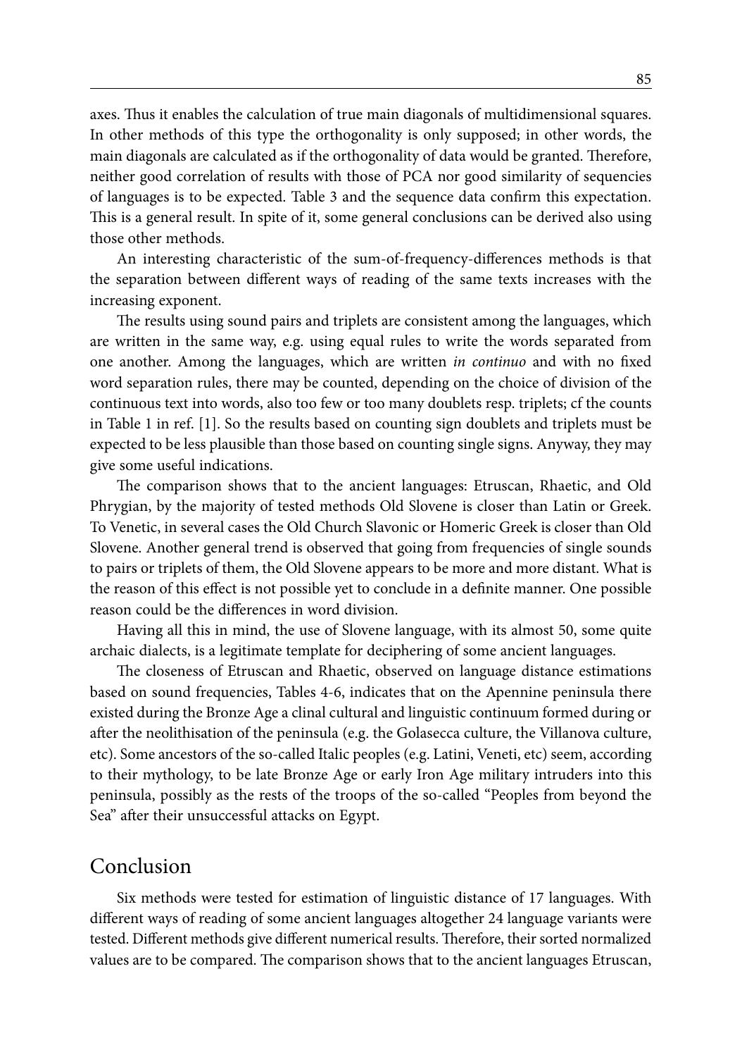axes. Thus it enables the calculation of true main diagonals of multidimensional squares. In other methods of this type the orthogonality is only supposed; in other words, the main diagonals are calculated as if the orthogonality of data would be granted. Therefore, neither good correlation of results with those of PCA nor good similarity of sequencies of languages is to be expected. Table 3 and the sequence data confirm this expectation. This is a general result. In spite of it, some general conclusions can be derived also using those other methods.

An interesting characteristic of the sum-of-frequency-differences methods is that the separation between different ways of reading of the same texts increases with the increasing exponent.

The results using sound pairs and triplets are consistent among the languages, which are written in the same way, e.g. using equal rules to write the words separated from one another. Among the languages, which are written *in continuo* and with no fixed word separation rules, there may be counted, depending on the choice of division of the continuous text into words, also too few or too many doublets resp. triplets; cf the counts in Table 1 in ref. [1]. So the results based on counting sign doublets and triplets must be expected to be less plausible than those based on counting single signs. Anyway, they may give some useful indications.

The comparison shows that to the ancient languages: Etruscan, Rhaetic, and Old Phrygian, by the majority of tested methods Old Slovene is closer than Latin or Greek. To Venetic, in several cases the Old Church Slavonic or Homeric Greek is closer than Old Slovene. Another general trend is observed that going from frequencies of single sounds to pairs or triplets of them, the Old Slovene appears to be more and more distant. What is the reason of this effect is not possible yet to conclude in a definite manner. One possible reason could be the differences in word division.

Having all this in mind, the use of Slovene language, with its almost 50, some quite archaic dialects, is a legitimate template for deciphering of some ancient languages.

The closeness of Etruscan and Rhaetic, observed on language distance estimations based on sound frequencies, Tables 4-6, indicates that on the Apennine peninsula there existed during the Bronze Age a clinal cultural and linguistic continuum formed during or after the neolithisation of the peninsula (e.g. the Golasecca culture, the Villanova culture, etc). Some ancestors of the so-called Italic peoples (e.g. Latini, Veneti, etc) seem, according to their mythology, to be late Bronze Age or early Iron Age military intruders into this peninsula, possibly as the rests of the troops of the so-called "Peoples from beyond the Sea" after their unsuccessful attacks on Egypt.

## Conclusion

Six methods were tested for estimation of linguistic distance of 17 languages. With different ways of reading of some ancient languages altogether 24 language variants were tested. Different methods give different numerical results. Therefore, their sorted normalized values are to be compared. The comparison shows that to the ancient languages Etruscan,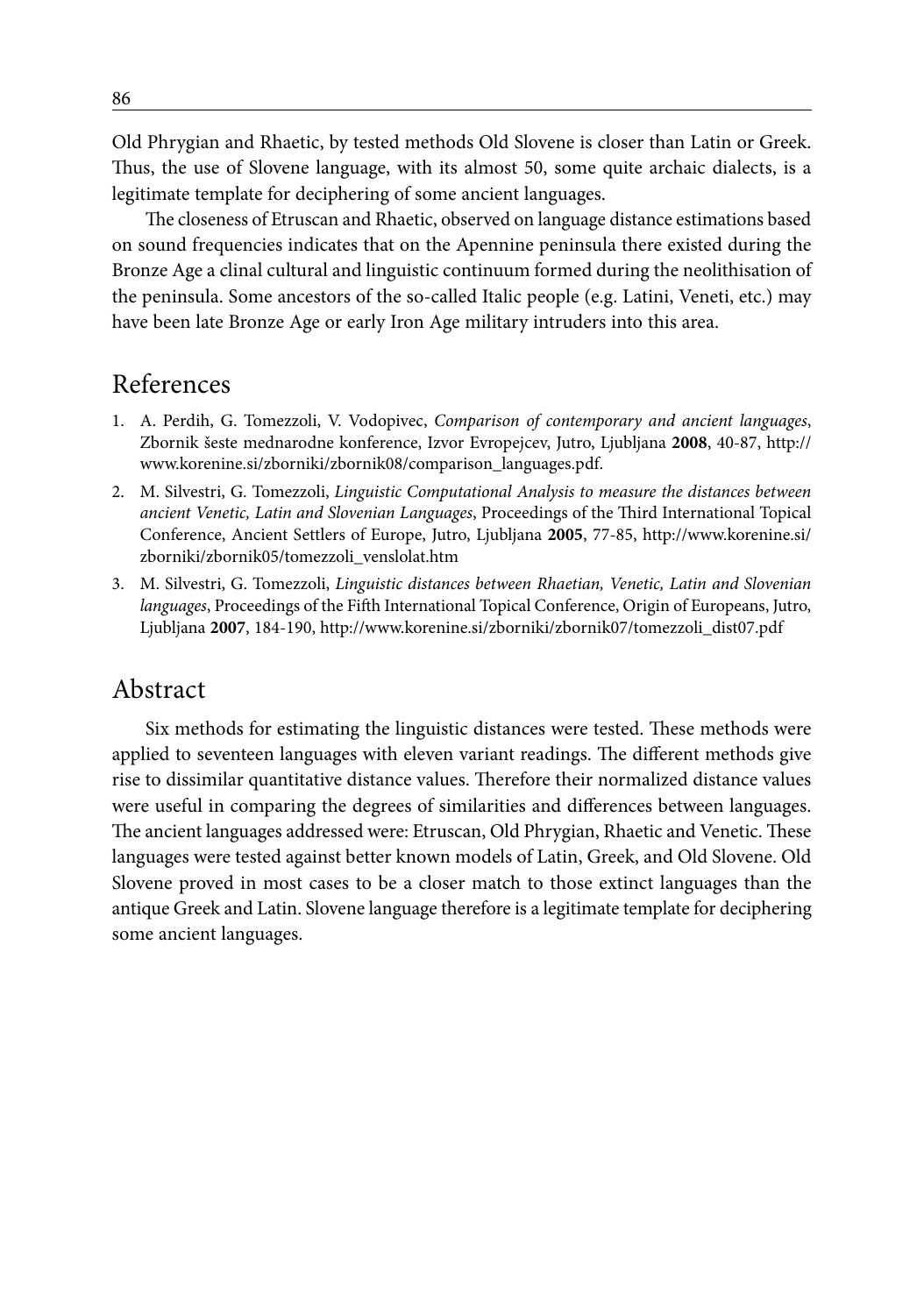Old Phrygian and Rhaetic, by tested methods Old Slovene is closer than Latin or Greek. Thus, the use of Slovene language, with its almost 50, some quite archaic dialects, is a legitimate template for deciphering of some ancient languages.

The closeness of Etruscan and Rhaetic, observed on language distance estimations based on sound frequencies indicates that on the Apennine peninsula there existed during the Bronze Age a clinal cultural and linguistic continuum formed during the neolithisation of the peninsula. Some ancestors of the so-called Italic people (e.g. Latini, Veneti, etc.) may have been late Bronze Age or early Iron Age military intruders into this area.

## References

1. A. Perdih, G. Tomezzoli, V. Vodopivec, *Comparison of contemporary and ancient languages*, Zbornik šeste mednarodne konference, Izvor Evropejcev, Jutro, Ljubljana **2008**, 40-87, http://www.korenine.si/zborniki/zbornik08/comparison_languages.pdf.
2. M. Silvestri, G. Tomezzoli, *Linguistic Computational Analysis to measure the distances between ancient Venetic, Latin and Slovenian Languages*, Proceedings of the Third International Topical Conference, Ancient Settlers of Europe, Jutro, Ljubljana **2005**, 77-85, http://www.korenine.si/zborniki/zbornik05/tomezzoli_venslolat.htm
3. M. Silvestri, G. Tomezzoli, *Linguistic distances between Rhaetian, Venetic, Latin and Slovenian languages*, Proceedings of the Fifth International Topical Conference, Origin of Europeans, Jutro, Ljubljana **2007**, 184-190, http://www.korenine.si/zborniki/zbornik07/tomezzoli_dist07.pdf

## Abstract

Six methods for estimating the linguistic distances were tested. These methods were applied to seventeen languages with eleven variant readings. The different methods give rise to dissimilar quantitative distance values. Therefore their normalized distance values were useful in comparing the degrees of similarities and differences between languages. The ancient languages addressed were: Etruscan, Old Phrygian, Rhaetic and Venetic. These languages were tested against better known models of Latin, Greek, and Old Slovene. Old Slovene proved in most cases to be a closer match to those extinct languages than the antique Greek and Latin. Slovene language therefore is a legitimate template for deciphering some ancient languages.